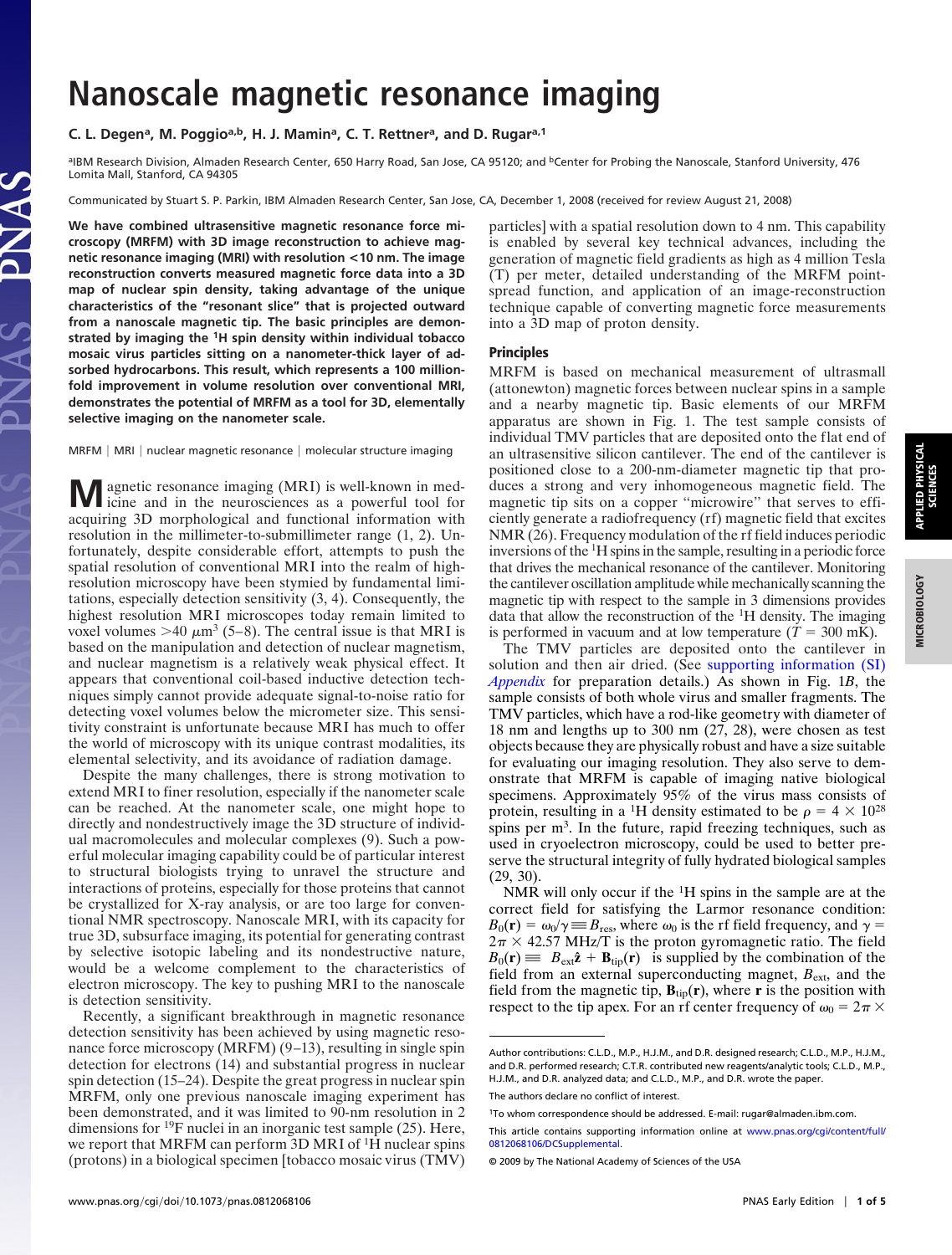# Nanoscale magnetic resonance imaging

C. L. Degen[a], M. Poggio[a,b], H. J. Mamin[a], C. T. Rettner[a], and D. Rugar[a,1]

[a]IBM Research Division, Almaden Research Center, 650 Harry Road, San Jose, CA 95120; and [b]Center for Probing the Nanoscale, Stanford University, 476 Lomita Mall, Stanford, CA 94305

Communicated by Stuart S. P. Parkin, IBM Almaden Research Center, San Jose, CA, December 1, 2008 (received for review August 21, 2008)

**We have combined ultrasensitive magnetic resonance force microscopy (MRFM) with 3D image reconstruction to achieve magnetic resonance imaging (MRI) with resolution <10 nm. The image reconstruction converts measured magnetic force data into a 3D map of nuclear spin density, taking advantage of the unique characteristics of the "resonant slice" that is projected outward from a nanoscale magnetic tip. The basic principles are demonstrated by imaging the $^1$H spin density within individual tobacco mosaic virus particles sitting on a nanometer-thick layer of adsorbed hydrocarbons. This result, which represents a 100 million-fold improvement in volume resolution over conventional MRI, demonstrates the potential of MRFM as a tool for 3D, elementally selective imaging on the nanometer scale.**

MRFM | MRI | nuclear magnetic resonance | molecular structure imaging

Magnetic resonance imaging (MRI) is well-known in medicine and in the neurosciences as a powerful tool for acquiring 3D morphological and functional information with resolution in the millimeter-to-submillimeter range (1, 2). Unfortunately, despite considerable effort, attempts to push the spatial resolution of conventional MRI into the realm of high-resolution microscopy have been stymied by fundamental limitations, especially detection sensitivity (3, 4). Consequently, the highest resolution MRI microscopes today remain limited to voxel volumes $>40\ \mu m^3$ (5–8). The central issue is that MRI is based on the manipulation and detection of nuclear magnetism, and nuclear magnetism is a relatively weak physical effect. It appears that conventional coil-based inductive detection techniques simply cannot provide adequate signal-to-noise ratio for detecting voxel volumes below the micrometer size. This sensitivity constraint is unfortunate because MRI has much to offer the world of microscopy with its unique contrast modalities, its elemental selectivity, and its avoidance of radiation damage.

Despite the many challenges, there is strong motivation to extend MRI to finer resolution, especially if the nanometer scale can be reached. At the nanometer scale, one might hope to directly and nondestructively image the 3D structure of individual macromolecules and molecular complexes (9). Such a powerful molecular imaging capability could be of particular interest to structural biologists trying to unravel the structure and interactions of proteins, especially for those proteins that cannot be crystallized for X-ray analysis, or are too large for conventional NMR spectroscopy. Nanoscale MRI, with its capacity for true 3D, subsurface imaging, its potential for generating contrast by selective isotopic labeling and its nondestructive nature, would be a welcome complement to the characteristics of electron microscopy. The key to pushing MRI to the nanoscale is detection sensitivity.

Recently, a significant breakthrough in magnetic resonance detection sensitivity has been achieved by using magnetic resonance force microscopy (MRFM) (9–13), resulting in single spin detection for electrons (14) and substantial progress in nuclear spin detection (15–24). Despite the great progress in nuclear spin MRFM, only one previous nanoscale imaging experiment has been demonstrated, and it was limited to 90-nm resolution in 2 dimensions for $^{19}$F nuclei in an inorganic test sample (25). Here, we report that MRFM can perform 3D MRI of $^1$H nuclear spins (protons) in a biological specimen [tobacco mosaic virus (TMV) particles] with a spatial resolution down to 4 nm. This capability is enabled by several key technical advances, including the generation of magnetic field gradients as high as 4 million Tesla (T) per meter, detailed understanding of the MRFM point-spread function, and application of an image-reconstruction technique capable of converting magnetic force measurements into a 3D map of proton density.

## Principles

MRFM is based on mechanical measurement of ultrasmall (attonewton) magnetic forces between nuclear spins in a sample and a nearby magnetic tip. Basic elements of our MRFM apparatus are shown in Fig. 1. The test sample consists of individual TMV particles that are deposited onto the flat end of an ultrasensitive silicon cantilever. The end of the cantilever is positioned close to a 200-nm-diameter magnetic tip that produces a strong and very inhomogeneous magnetic field. The magnetic tip sits on a copper "microwire" that serves to efficiently generate a radiofrequency (rf) magnetic field that excites NMR (26). Frequency modulation of the rf field induces periodic inversions of the $^1$H spins in the sample, resulting in a periodic force that drives the mechanical resonance of the cantilever. Monitoring the cantilever oscillation amplitude while mechanically scanning the magnetic tip with respect to the sample in 3 dimensions provides data that allow the reconstruction of the $^1$H density. The imaging is performed in vacuum and at low temperature ($T$ = 300 mK).

The TMV particles are deposited onto the cantilever in solution and then air dried. (See supporting information (SI) *Appendix* for preparation details.) As shown in Fig. 1*B*, the sample consists of both whole virus and smaller fragments. The TMV particles, which have a rod-like geometry with diameter of 18 nm and lengths up to 300 nm (27, 28), were chosen as test objects because they are physically robust and have a size suitable for evaluating our imaging resolution. They also serve to demonstrate that MRFM is capable of imaging native biological specimens. Approximately 95% of the virus mass consists of protein, resulting in a $^1$H density estimated to be $\rho = 4 \times 10^{28}$ spins per m$^3$. In the future, rapid freezing techniques, such as used in cryoelectron microscopy, could be used to better preserve the structural integrity of fully hydrated biological samples (29, 30).

NMR will only occur if the $^1$H spins in the sample are at the correct field for satisfying the Larmor resonance condition: $B_0(\mathbf{r}) = \omega_0/\gamma \equiv B_{res}$, where $\omega_0$ is the rf field frequency, and $\gamma = 2\pi \times 42.57$ MHz/T is the proton gyromagnetic ratio. The field $B_0(\mathbf{r}) \equiv |B_{ext}\hat{\mathbf{z}} + \mathbf{B}_{tip}(\mathbf{r})|$ is supplied by the combination of the field from an external superconducting magnet, $B_{ext}$, and the field from the magnetic tip, $\mathbf{B}_{tip}(\mathbf{r})$, where $\mathbf{r}$ is the position with respect to the tip apex. For an rf center frequency of $\omega_0 = 2\pi \times$

Author contributions: C.L.D., M.P., H.J.M., and D.R. designed research; C.L.D., M.P., H.J.M., and D.R. performed research; C.T.R. contributed new reagents/analytic tools; C.L.D., M.P., H.J.M., and D.R. analyzed data; and C.L.D., M.P., and D.R. wrote the paper.

The authors declare no conflict of interest.

[1]To whom correspondence should be addressed. E-mail: rugar@almaden.ibm.com.

This article contains supporting information online at www.pnas.org/cgi/content/full/0812068106/DCSupplemental.

© 2009 by The National Academy of Sciences of the USA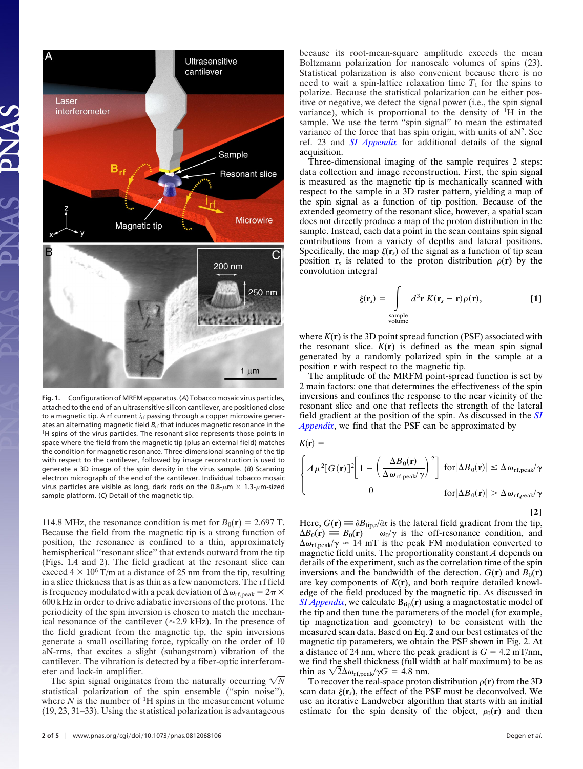Fig. 1. Configuration of MRFM apparatus. (*A*) Tobacco mosaic virus particles, attached to the end of an ultrasensitive silicon cantilever, are positioned close to a magnetic tip. A rf current $i_{rf}$ passing through a copper microwire generates an alternating magnetic field $B_{rf}$ that induces magnetic resonance in the $^1$H spins of the virus particles. The resonant slice represents those points in space where the field from the magnetic tip (plus an external field) matches the condition for magnetic resonance. Three-dimensional scanning of the tip with respect to the cantilever, followed by image reconstruction is used to generate a 3D image of the spin density in the virus sample. (*B*) Scanning electron micrograph of the end of the cantilever. Individual tobacco mosaic virus particles are visible as long, dark rods on the 0.8-μm × 1.3-μm-sized sample platform. (*C*) Detail of the magnetic tip.

114.8 MHz, the resonance condition is met for $B_0(\mathbf{r}) = 2.697$ T. Because the field from the magnetic tip is a strong function of position, the resonance is confined to a thin, approximately hemispherical "resonant slice" that extends outward from the tip (Figs. 1*A* and 2). The field gradient at the resonant slice can exceed $4 \times 10^6$ T/m at a distance of 25 nm from the tip, resulting in a slice thickness that is as thin as a few nanometers. The rf field is frequency modulated with a peak deviation of $\Delta\omega_{\mathrm{rf,peak}} = 2\pi \times$ 600 kHz in order to drive adiabatic inversions of the protons. The periodicity of the spin inversion is chosen to match the mechanical resonance of the cantilever (≈2.9 kHz). In the presence of the field gradient from the magnetic tip, the spin inversions generate a small oscillating force, typically on the order of 10 aN-rms, that excites a slight (subangstrom) vibration of the cantilever. The vibration is detected by a fiber-optic interferometer and lock-in amplifier.

The spin signal originates from the naturally occurring $\sqrt{N}$ statistical polarization of the spin ensemble ("spin noise"), where $N$ is the number of $^1$H spins in the measurement volume (19, 23, 31–33). Using the statistical polarization is advantageous because its root-mean-square amplitude exceeds the mean Boltzmann polarization for nanoscale volumes of spins (23). Statistical polarization is also convenient because there is no need to wait a spin-lattice relaxation time $T_1$ for the spins to polarize. Because the statistical polarization can be either positive or negative, we detect the signal power (i.e., the spin signal variance), which is proportional to the density of $^1$H in the sample. We use the term "spin signal" to mean the estimated variance of the force that has spin origin, with units of aN$^2$. See ref. 23 and *SI Appendix* for additional details of the signal acquisition.

Three-dimensional imaging of the sample requires 2 steps: data collection and image reconstruction. First, the spin signal is measured as the magnetic tip is mechanically scanned with respect to the sample in a 3D raster pattern, yielding a map of the spin signal as a function of tip position. Because of the extended geometry of the resonant slice, however, a spatial scan does not directly produce a map of the proton distribution in the sample. Instead, each data point in the scan contains spin signal contributions from a variety of depths and lateral positions. Specifically, the map $\xi(\mathbf{r}_s)$ of the signal as a function of tip scan position $\mathbf{r}_s$ is related to the proton distribution $\rho(\mathbf{r})$ by the convolution integral

$$\xi(\mathbf{r}_s) = \int_{\substack{\text{sample}\\\text{volume}}} d^3\mathbf{r}\, K(\mathbf{r}_s - \mathbf{r})\rho(\mathbf{r}), \qquad [1]$$

where $K(\mathbf{r})$ is the 3D point spread function (PSF) associated with the resonant slice. $K(\mathbf{r})$ is defined as the mean spin signal generated by a randomly polarized spin in the sample at a position $\mathbf{r}$ with respect to the magnetic tip.

The amplitude of the MRFM point-spread function is set by 2 main factors: one that determines the effectiveness of the spin inversions and confines the response to the near vicinity of the resonant slice and one that reflects the strength of the lateral field gradient at the position of the spin. As discussed in the *SI Appendix*, we find that the PSF can be approximated by

$$K(\mathbf{r}) = \begin{cases} A\mu^2[G(\mathbf{r})]^2\left[1 - \left(\dfrac{\Delta B_0(\mathbf{r})}{\Delta\omega_{\mathrm{rf,peak}}/\gamma}\right)^2\right] & \text{for } |\Delta B_0(\mathbf{r})| \le \Delta\omega_{\mathrm{rf,peak}}/\gamma \\ 0 & \text{for } |\Delta B_0(\mathbf{r})| > \Delta\omega_{\mathrm{rf,peak}}/\gamma \end{cases} \qquad [2]$$

Here, $G(\mathbf{r}) \equiv \partial B_{\mathrm{tip},z}/\partial x$ is the lateral field gradient from the tip, $\Delta B_0(\mathbf{r}) \equiv B_0(\mathbf{r}) - \omega_0/\gamma$ is the off-resonance condition, and $\Delta\omega_{\mathrm{rf,peak}}/\gamma \approx 14$ mT is the peak FM modulation converted to magnetic field units. The proportionality constant $A$ depends on details of the experiment, such as the correlation time of the spin inversions and the bandwidth of the detection. $G(\mathbf{r})$ and $B_0(\mathbf{r})$ are key components of $K(\mathbf{r})$, and both require detailed knowledge of the field produced by the magnetic tip. As discussed in *SI Appendix*, we calculate $\mathbf{B}_{\mathrm{tip}}(\mathbf{r})$ using a magnetostatic model of the tip and then tune the parameters of the model (for example, tip magnetization and geometry) to be consistent with the measured scan data. Based on Eq. **2** and our best estimates of the magnetic tip parameters, we obtain the PSF shown in Fig. 2. At a distance of 24 nm, where the peak gradient is $G = 4.2$ mT/nm, we find the shell thickness (full width at half maximum) to be as thin as $\sqrt{2}\Delta\omega_{\mathrm{rf,peak}}/\gamma G = 4.8$ nm.

To recover the real-space proton distribution $\rho(\mathbf{r})$ from the 3D scan data $\xi(\mathbf{r}_s)$, the effect of the PSF must be deconvolved. We use an iterative Landweber algorithm that starts with an initial estimate for the spin density of the object, $\rho_0(\mathbf{r})$ and then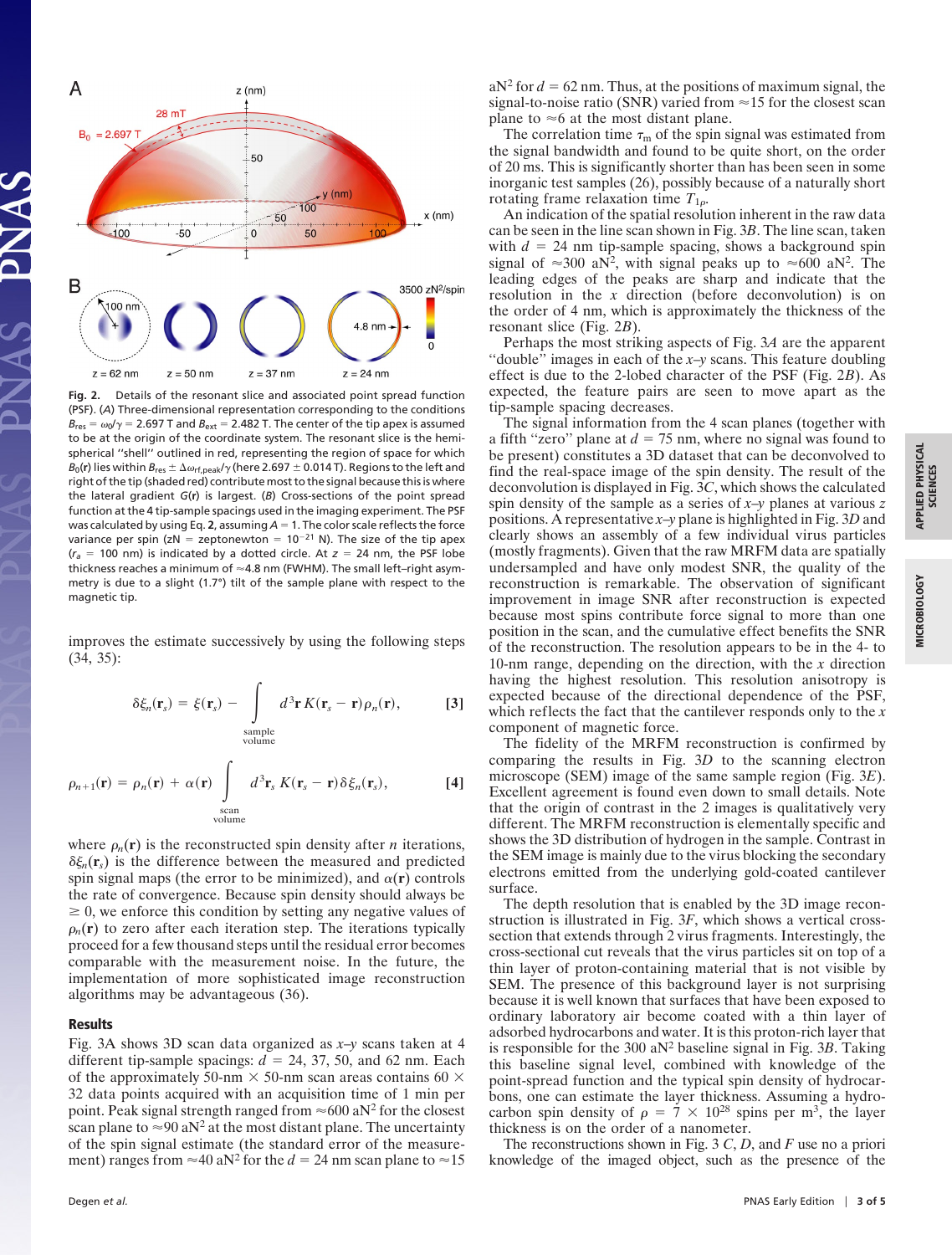Fig. 2. Details of the resonant slice and associated point spread function (PSF). (*A*) Three-dimensional representation corresponding to the conditions $B_{res} = \omega_0/\gamma = 2.697$ T and $B_{ext} = 2.482$ T. The center of the tip apex is assumed to be at the origin of the coordinate system. The resonant slice is the hemispherical "shell" outlined in red, representing the region of space for which $B_0(\mathbf{r})$ lies within $B_{res} \pm \Delta\omega_{rf,peak}/\gamma$ (here $2.697 \pm 0.014$ T). Regions to the left and right of the tip (shaded red) contribute most to the signal because this is where the lateral gradient $G(\mathbf{r})$ is largest. (*B*) Cross-sections of the point spread function at the 4 tip-sample spacings used in the imaging experiment. The PSF was calculated by using Eq. **2**, assuming $A = 1$. The color scale reflects the force variance per spin ($\text{zN} = \text{zeptonewton} = 10^{-21}$ N). The size of the tip apex ($r_a = 100$ nm) is indicated by a dotted circle. At $z = 24$ nm, the PSF lobe thickness reaches a minimum of ≈4.8 nm (FWHM). The small left–right asymmetry is due to a slight (1.7°) tilt of the sample plane with respect to the magnetic tip.

improves the estimate successively by using the following steps (34, 35):

$$\delta\xi_n(\mathbf{r}_s) = \xi(\mathbf{r}_s) - \int_{\substack{\text{sample}\\\text{volume}}} d^3\mathbf{r}\, K(\mathbf{r}_s - \mathbf{r})\rho_n(\mathbf{r}), \qquad [3]$$

$$\rho_{n+1}(\mathbf{r}) = \rho_n(\mathbf{r}) + \alpha(\mathbf{r}) \int_{\substack{\text{scan}\\\text{volume}}} d^3\mathbf{r}_s\, K(\mathbf{r}_s - \mathbf{r})\,\delta\xi_n(\mathbf{r}_s), \qquad [4]$$

where $\rho_n(\mathbf{r})$ is the reconstructed spin density after $n$ iterations, $\delta\xi_n(\mathbf{r}_s)$ is the difference between the measured and predicted spin signal maps (the error to be minimized), and $\alpha(\mathbf{r})$ controls the rate of convergence. Because spin density should always be $\geq 0$, we enforce this condition by setting any negative values of $\rho_n(\mathbf{r})$ to zero after each iteration step. The iterations typically proceed for a few thousand steps until the residual error becomes comparable with the measurement noise. In the future, the implementation of more sophisticated image reconstruction algorithms may be advantageous (36).

## Results

Fig. 3*A* shows 3D scan data organized as *x*–*y* scans taken at 4 different tip-sample spacings: $d = 24$, 37, 50, and 62 nm. Each of the approximately 50-nm × 50-nm scan areas contains 60 × 32 data points acquired with an acquisition time of 1 min per point. Peak signal strength ranged from ≈600 aN$^2$ for the closest scan plane to ≈90 aN$^2$ at the most distant plane. The uncertainty of the spin signal estimate (the standard error of the measurement) ranges from ≈40 aN$^2$ for the $d = 24$ nm scan plane to ≈15 aN$^2$ for $d = 62$ nm. Thus, at the positions of maximum signal, the signal-to-noise ratio (SNR) varied from ≈15 for the closest scan plane to ≈6 at the most distant plane.

The correlation time $\tau_m$ of the spin signal was estimated from the signal bandwidth and found to be quite short, on the order of 20 ms. This is significantly shorter than has been seen in some inorganic test samples (26), possibly because of a naturally short rotating frame relaxation time $T_{1\rho}$.

An indication of the spatial resolution inherent in the raw data can be seen in the line scan shown in Fig. 3*B*. The line scan, taken with $d = 24$ nm tip-sample spacing, shows a background spin signal of ≈300 aN$^2$, with signal peaks up to ≈600 aN$^2$. The leading edges of the peaks are sharp and indicate that the resolution in the *x* direction (before deconvolution) is on the order of 4 nm, which is approximately the thickness of the resonant slice (Fig. 2*B*).

Perhaps the most striking aspects of Fig. 3*A* are the apparent "double" images in each of the *x*–*y* scans. This feature doubling effect is due to the 2-lobed character of the PSF (Fig. 2*B*). As expected, the feature pairs are seen to move apart as the tip-sample spacing decreases.

The signal information from the 4 scan planes (together with a fifth "zero" plane at $d = 75$ nm, where no signal was found to be present) constitutes a 3D dataset that can be deconvolved to find the real-space image of the spin density. The result of the deconvolution is displayed in Fig. 3*C*, which shows the calculated spin density of the sample as a series of *x*–*y* planes at various *z* positions. A representative *x*–*y* plane is highlighted in Fig. 3*D* and clearly shows an assembly of a few individual virus particles (mostly fragments). Given that the raw MRFM data are spatially undersampled and have only modest SNR, the quality of the reconstruction is remarkable. The observation of significant improvement in image SNR after reconstruction is expected because most spins contribute force signal to more than one position in the scan, and the cumulative effect benefits the SNR of the reconstruction. The resolution appears to be in the 4- to 10-nm range, depending on the direction, with the *x* direction having the highest resolution. This resolution anisotropy is expected because of the directional dependence of the PSF, which reflects the fact that the cantilever responds only to the *x* component of magnetic force.

The fidelity of the MRFM reconstruction is confirmed by comparing the results in Fig. 3*D* to the scanning electron microscope (SEM) image of the same sample region (Fig. 3*E*). Excellent agreement is found even down to small details. Note that the origin of contrast in the 2 images is qualitatively very different. The MRFM reconstruction is elementally specific and shows the 3D distribution of hydrogen in the sample. Contrast in the SEM image is mainly due to the virus blocking the secondary electrons emitted from the underlying gold-coated cantilever surface.

The depth resolution that is enabled by the 3D image reconstruction is illustrated in Fig. 3*F*, which shows a vertical cross-section that extends through 2 virus fragments. Interestingly, the cross-sectional cut reveals that the virus particles sit on top of a thin layer of proton-containing material that is not visible by SEM. The presence of this background layer is not surprising because it is well known that surfaces that have been exposed to ordinary laboratory air become coated with a thin layer of adsorbed hydrocarbons and water. It is this proton-rich layer that is responsible for the 300 aN$^2$ baseline signal in Fig. 3*B*. Taking this baseline signal level, combined with knowledge of the point-spread function and the typical spin density of hydrocarbons, one can estimate the layer thickness. Assuming a hydrocarbon spin density of $\rho = 7 \times 10^{28}$ spins per m$^3$, the layer thickness is on the order of a nanometer.

The reconstructions shown in Fig. 3 *C*, *D*, and *F* use no a priori knowledge of the imaged object, such as the presence of the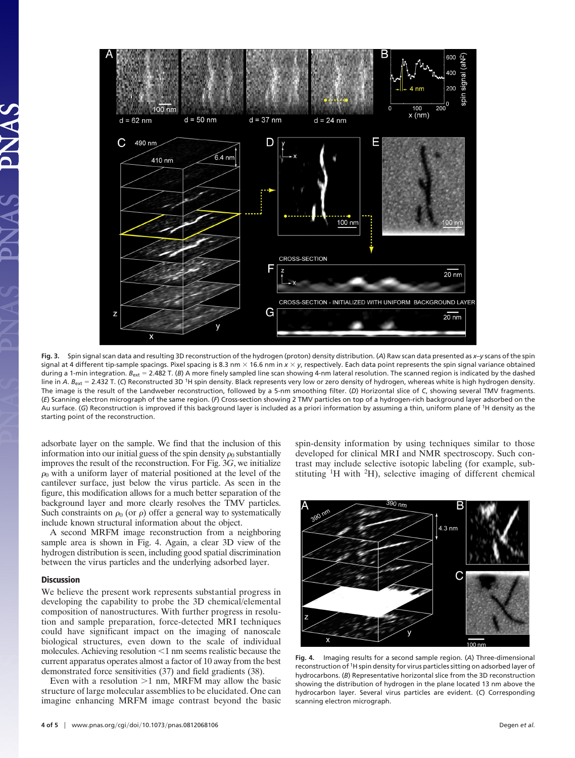**Fig. 3.** Spin signal scan data and resulting 3D reconstruction of the hydrogen (proton) density distribution. (*A*) Raw scan data presented as *x–y* scans of the spin signal at 4 different tip-sample spacings. Pixel spacing is 8.3 nm × 16.6 nm in *x* × *y*, respectively. Each data point represents the spin signal variance obtained during a 1-min integration. $B_{ext}$ = 2.482 T. (*B*) A more finely sampled line scan showing 4-nm lateral resolution. The scanned region is indicated by the dashed line in *A*. $B_{ext}$ = 2.432 T. (*C*) Reconstructed 3D $^{1}$H spin density. Black represents very low or zero density of hydrogen, whereas white is high hydrogen density. The image is the result of the Landweber reconstruction, followed by a 5-nm smoothing filter. (*D*) Horizontal slice of *C*, showing several TMV fragments. (*E*) Scanning electron micrograph of the same region. (*F*) Cross-section showing 2 TMV particles on top of a hydrogen-rich background layer adsorbed on the Au surface. (*G*) Reconstruction is improved if this background layer is included as a priori information by assuming a thin, uniform plane of $^{1}$H density as the starting point of the reconstruction.

adsorbate layer on the sample. We find that the inclusion of this information into our initial guess of the spin density $\rho_0$ substantially improves the result of the reconstruction. For Fig. 3*G*, we initialize $\rho_0$ with a uniform layer of material positioned at the level of the cantilever surface, just below the virus particle. As seen in the figure, this modification allows for a much better separation of the background layer and more clearly resolves the TMV particles. Such constraints on $\rho_0$ (or $\rho$) offer a general way to systematically include known structural information about the object.

A second MRFM image reconstruction from a neighboring sample area is shown in Fig. 4. Again, a clear 3D view of the hydrogen distribution is seen, including good spatial discrimination between the virus particles and the underlying adsorbed layer.

## Discussion

We believe the present work represents substantial progress in developing the capability to probe the 3D chemical/elemental composition of nanostructures. With further progress in resolution and sample preparation, force-detected MRI techniques could have significant impact on the imaging of nanoscale biological structures, even down to the scale of individual molecules. Achieving resolution <1 nm seems realistic because the current apparatus operates almost a factor of 10 away from the best demonstrated force sensitivities (37) and field gradients (38).

Even with a resolution >1 nm, MRFM may allow the basic structure of large molecular assemblies to be elucidated. One can imagine enhancing MRFM image contrast beyond the basic spin-density information by using techniques similar to those developed for clinical MRI and NMR spectroscopy. Such contrast may include selective isotopic labeling (for example, substituting $^{1}$H with $^{2}$H), selective imaging of different chemical

**Fig. 4.** Imaging results for a second sample region. (*A*) Three-dimensional reconstruction of $^{1}$H spin density for virus particles sitting on adsorbed layer of hydrocarbons. (*B*) Representative horizontal slice from the 3D reconstruction showing the distribution of hydrogen in the plane located 13 nm above the hydrocarbon layer. Several virus particles are evident. (*C*) Corresponding scanning electron micrograph.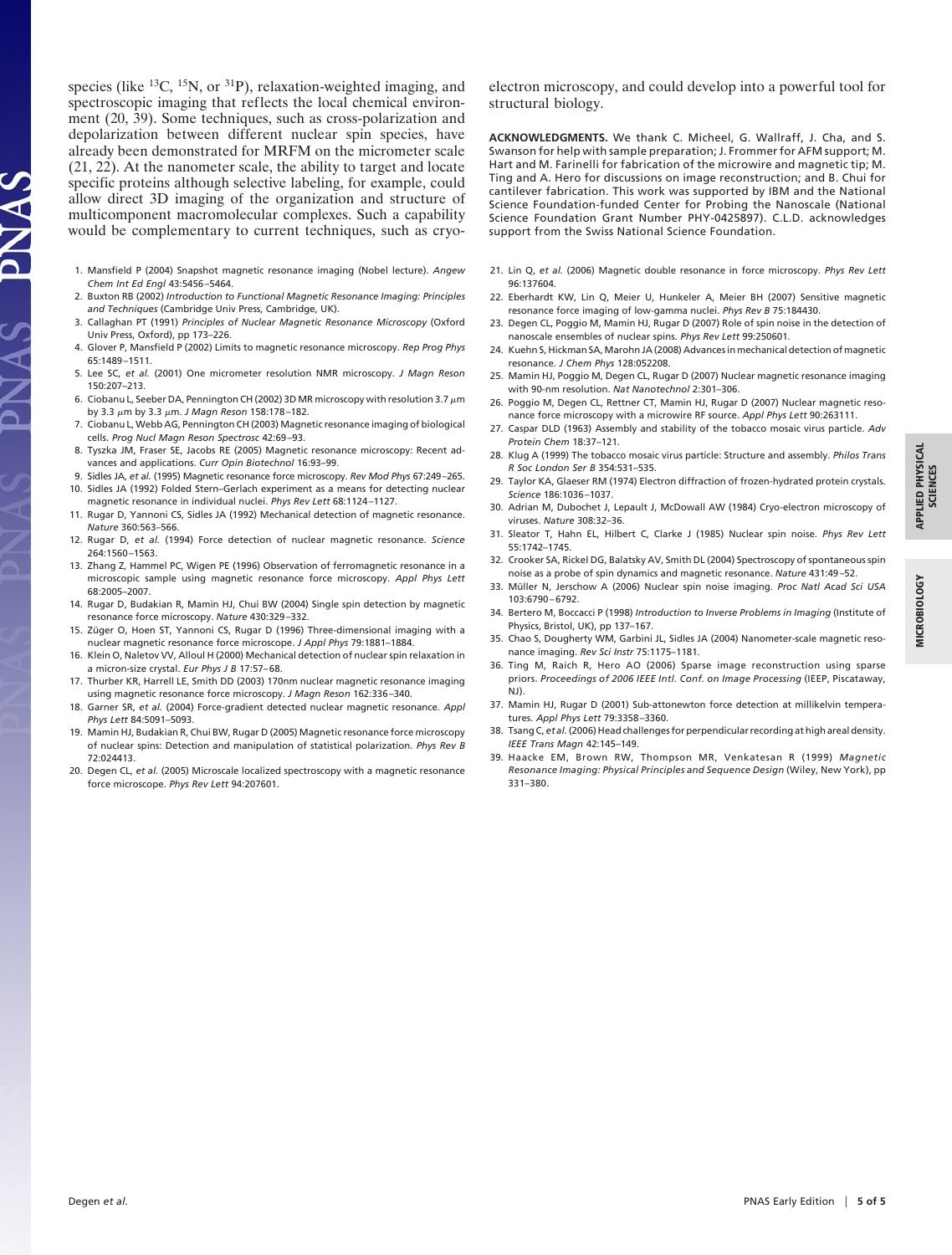species (like $^{13}C$, $^{15}N$, or $^{31}P$), relaxation-weighted imaging, and spectroscopic imaging that reflects the local chemical environment (20, 39). Some techniques, such as cross-polarization and depolarization between different nuclear spin species, have already been demonstrated for MRFM on the micrometer scale (21, 22). At the nanometer scale, the ability to target and locate specific proteins although selective labeling, for example, could allow direct 3D imaging of the organization and structure of multicomponent macromolecular complexes. Such a capability would be complementary to current techniques, such as cryo-electron microscopy, and could develop into a powerful tool for structural biology.

**ACKNOWLEDGMENTS.** We thank C. Micheel, G. Wallraff, J. Cha, and S. Swanson for help with sample preparation; J. Frommer for AFM support; M. Hart and M. Farinelli for fabrication of the microwire and magnetic tip; M. Ting and A. Hero for discussions on image reconstruction; and B. Chui for cantilever fabrication. This work was supported by IBM and the National Science Foundation-funded Center for Probing the Nanoscale (National Science Foundation Grant Number PHY-0425897). C.L.D. acknowledges support from the Swiss National Science Foundation.

1. Mansfield P (2004) Snapshot magnetic resonance imaging (Nobel lecture). *Angew Chem Int Ed Engl* 43:5456–5464.
2. Buxton RB (2002) *Introduction to Functional Magnetic Resonance Imaging: Principles and Techniques* (Cambridge Univ Press, Cambridge, UK).
3. Callaghan PT (1991) *Principles of Nuclear Magnetic Resonance Microscopy* (Oxford Univ Press, Oxford), pp 173–226.
4. Glover P, Mansfield P (2002) Limits to magnetic resonance microscopy. *Rep Prog Phys* 65:1489–1511.
5. Lee SC, *et al.* (2001) One micrometer resolution NMR microscopy. *J Magn Reson* 150:207–213.
6. Ciobanu L, Seeber DA, Pennington CH (2002) 3D MR microscopy with resolution 3.7 $\mu$m by 3.3 $\mu$m by 3.3 $\mu$m. *J Magn Reson* 158:178–182.
7. Ciobanu L, Webb AG, Pennington CH (2003) Magnetic resonance imaging of biological cells. *Prog Nucl Magn Reson Spectrosc* 42:69–93.
8. Tyszka JM, Fraser SE, Jacobs RE (2005) Magnetic resonance microscopy: Recent advances and applications. *Curr Opin Biotechnol* 16:93–99.
9. Sidles JA, *et al.* (1995) Magnetic resonance force microscopy. *Rev Mod Phys* 67:249–265.
10. Sidles JA (1992) Folded Stern–Gerlach experiment as a means for detecting nuclear magnetic resonance in individual nuclei. *Phys Rev Lett* 68:1124–1127.
11. Rugar D, Yannoni CS, Sidles JA (1992) Mechanical detection of magnetic resonance. *Nature* 360:563–566.
12. Rugar D, *et al.* (1994) Force detection of nuclear magnetic resonance. *Science* 264:1560–1563.
13. Zhang Z, Hammel PC, Wigen PE (1996) Observation of ferromagnetic resonance in a microscopic sample using magnetic resonance force microscopy. *Appl Phys Lett* 68:2005–2007.
14. Rugar D, Budakian R, Mamin HJ, Chui BW (2004) Single spin detection by magnetic resonance force microscopy. *Nature* 430:329–332.
15. Züger O, Hoen ST, Yannoni CS, Rugar D (1996) Three-dimensional imaging with a nuclear magnetic resonance force microscope. *J Appl Phys* 79:1881–1884.
16. Klein O, Naletov VV, Alloul H (2000) Mechanical detection of nuclear spin relaxation in a micron-size crystal. *Eur Phys J B* 17:57–68.
17. Thurber KR, Harrell LE, Smith DD (2003) 170nm nuclear magnetic resonance imaging using magnetic resonance force microscopy. *J Magn Reson* 162:336–340.
18. Garner SR, *et al.* (2004) Force-gradient detected nuclear magnetic resonance. *Appl Phys Lett* 84:5091–5093.
19. Mamin HJ, Budakian R, Chui BW, Rugar D (2005) Magnetic resonance force microscopy of nuclear spins: Detection and manipulation of statistical polarization. *Phys Rev B* 72:024413.
20. Degen CL, *et al.* (2005) Microscale localized spectroscopy with a magnetic resonance force microscope. *Phys Rev Lett* 94:207601.
21. Lin Q, *et al.* (2006) Magnetic double resonance in force microscopy. *Phys Rev Lett* 96:137604.
22. Eberhardt KW, Lin Q, Meier U, Hunkeler A, Meier BH (2007) Sensitive magnetic resonance force imaging of low-gamma nuclei. *Phys Rev B* 75:184430.
23. Degen CL, Poggio M, Mamin HJ, Rugar D (2007) Role of spin noise in the detection of nanoscale ensembles of nuclear spins. *Phys Rev Lett* 99:250601.
24. Kuehn S, Hickman SA, Marohn JA (2008) Advances in mechanical detection of magnetic resonance. *J Chem Phys* 128:052208.
25. Mamin HJ, Poggio M, Degen CL, Rugar D (2007) Nuclear magnetic resonance imaging with 90-nm resolution. *Nat Nanotechnol* 2:301–306.
26. Poggio M, Degen CL, Rettner CT, Mamin HJ, Rugar D (2007) Nuclear magnetic resonance force microscopy with a microwire RF source. *Appl Phys Lett* 90:263111.
27. Caspar DLD (1963) Assembly and stability of the tobacco mosaic virus particle. *Adv Protein Chem* 18:37–121.
28. Klug A (1999) The tobacco mosaic virus particle: Structure and assembly. *Philos Trans R Soc London Ser B* 354:531–535.
29. Taylor KA, Glaeser RM (1974) Electron diffraction of frozen-hydrated protein crystals. *Science* 186:1036–1037.
30. Adrian M, Dubochet J, Lepault J, McDowall AW (1984) Cryo-electron microscopy of viruses. *Nature* 308:32–36.
31. Sleator T, Hahn EL, Hilbert C, Clarke J (1985) Nuclear spin noise. *Phys Rev Lett* 55:1742–1745.
32. Crooker SA, Rickel DG, Balatsky AV, Smith DL (2004) Spectroscopy of spontaneous spin noise as a probe of spin dynamics and magnetic resonance. *Nature* 431:49–52.
33. Müller N, Jerschow A (2006) Nuclear spin noise imaging. *Proc Natl Acad Sci USA* 103:6790–6792.
34. Bertero M, Boccacci P (1998) *Introduction to Inverse Problems in Imaging* (Institute of Physics, Bristol, UK), pp 137–167.
35. Chao S, Dougherty WM, Garbini JL, Sidles JA (2004) Nanometer-scale magnetic resonance imaging. *Rev Sci Instr* 75:1175–1181.
36. Ting M, Raich R, Hero AO (2006) Sparse image reconstruction using sparse priors. *Proceedings of 2006 IEEE Intl. Conf. on Image Processing* (IEEP, Piscataway, NJ).
37. Mamin HJ, Rugar D (2001) Sub-attonewton force detection at millikelvin temperatures. *Appl Phys Lett* 79:3358–3360.
38. Tsang C, *et al.* (2006) Head challenges for perpendicular recording at high areal density. *IEEE Trans Magn* 42:145–149.
39. Haacke EM, Brown RW, Thompson MR, Venkatesan R (1999) *Magnetic Resonance Imaging: Physical Principles and Sequence Design* (Wiley, New York), pp 331–380.